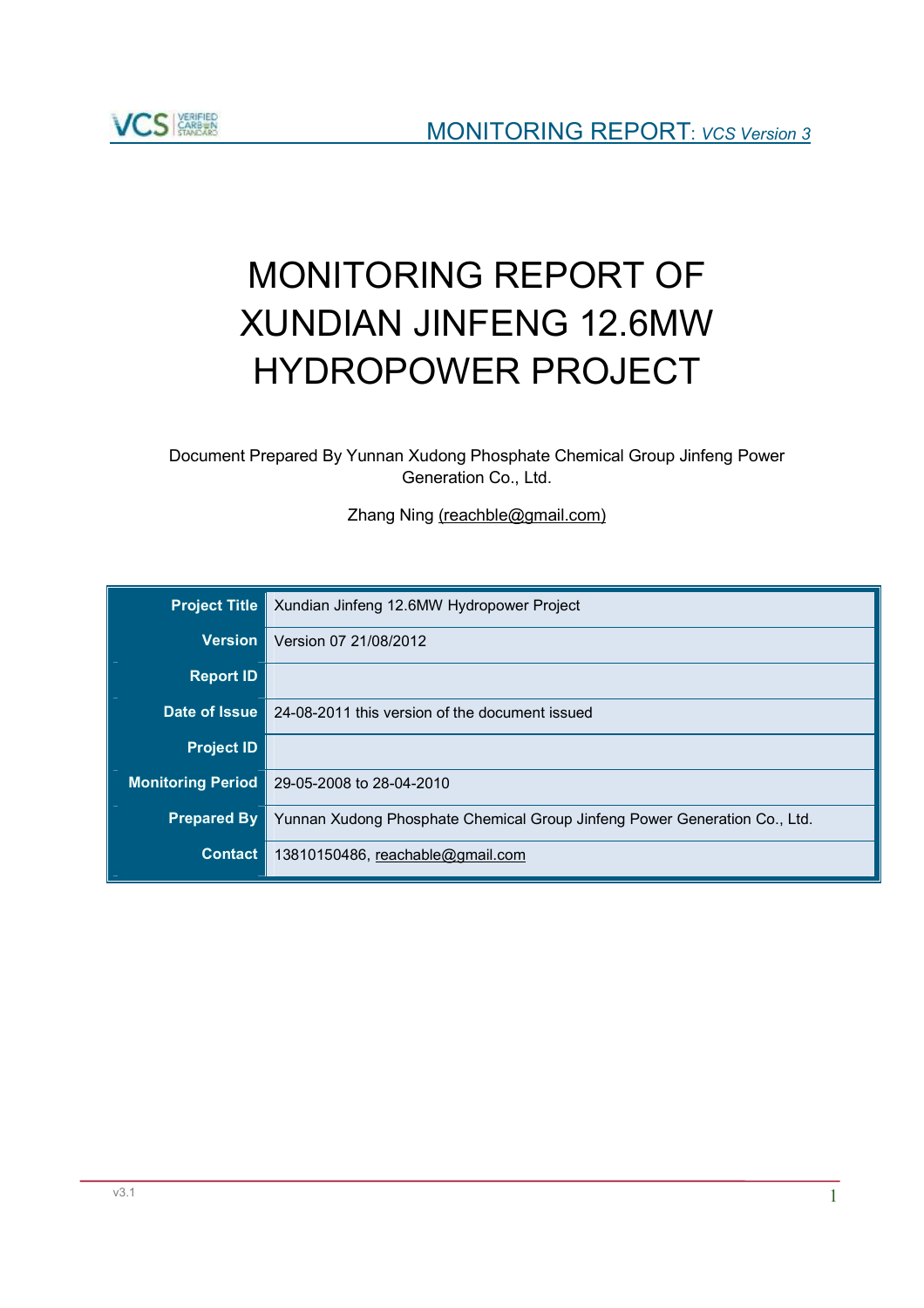# MONITORING REPORT OF XUNDIAN JINFENG 12.6MW HYDROPOWER PROJECT

Document Prepared By Yunnan Xudong Phosphate Chemical Group Jinfeng Power Generation Co., Ltd.

Zhang Ning (reachble@gmail.com)

| | |
|---|---|
| **Project Title** | Xundian Jinfeng 12.6MW Hydropower Project |
| **Version** | Version 07 21/08/2012 |
| **Report ID** | |
| **Date of Issue** | 24-08-2011 this version of the document issued |
| **Project ID** | |
| **Monitoring Period** | 29-05-2008 to 28-04-2010 |
| **Prepared By** | Yunnan Xudong Phosphate Chemical Group Jinfeng Power Generation Co., Ltd. |
| **Contact** | 13810150486, reachable@gmail.com |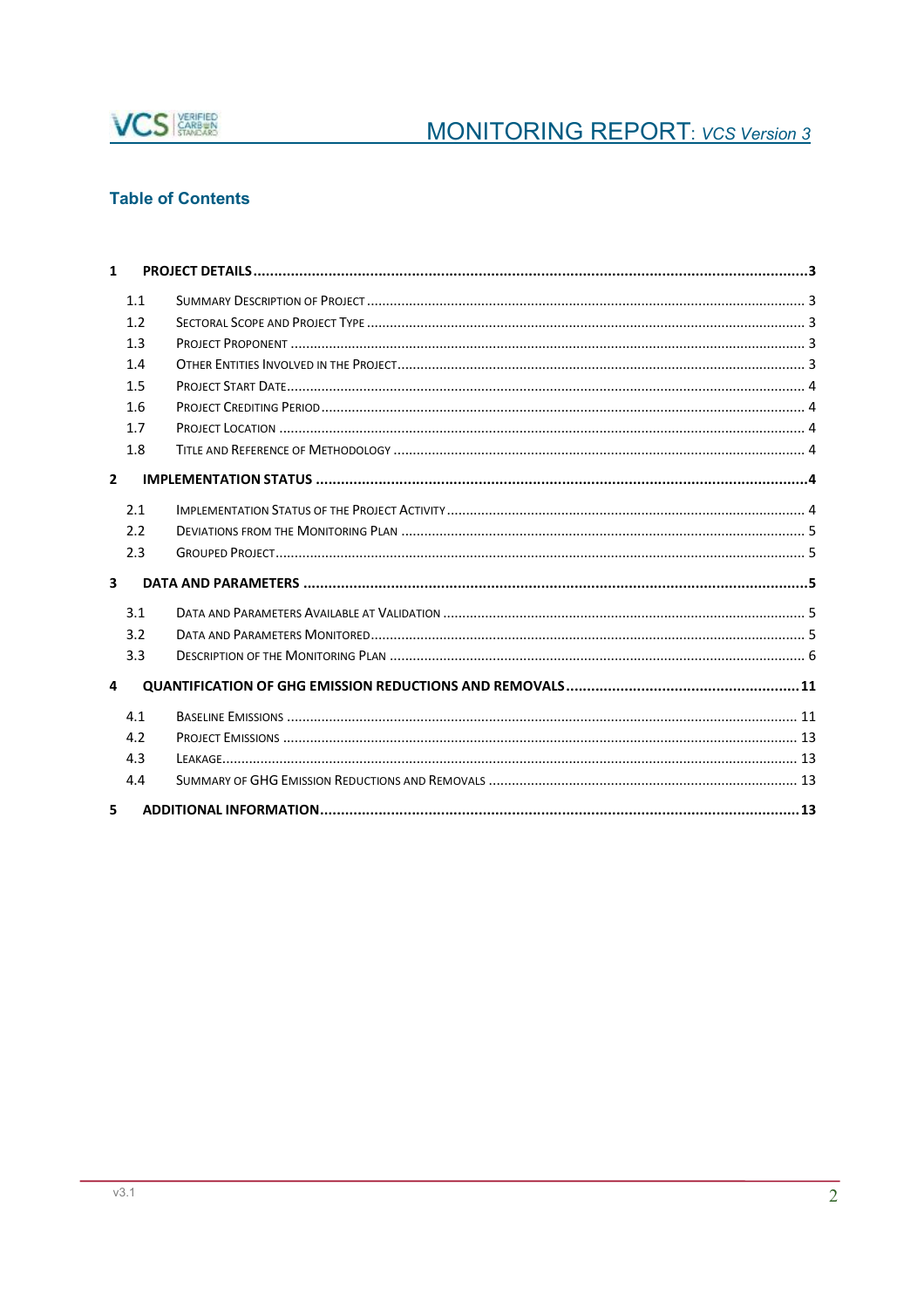## Table of Contents

**1 PROJECT DETAILS ... 3**

- 1.1 Summary Description of Project ... 3
- 1.2 Sectoral Scope and Project Type ... 3
- 1.3 Project Proponent ... 3
- 1.4 Other Entities Involved in the Project ... 3
- 1.5 Project Start Date ... 4
- 1.6 Project Crediting Period ... 4
- 1.7 Project Location ... 4
- 1.8 Title and Reference of Methodology ... 4

**2 IMPLEMENTATION STATUS ... 4**

- 2.1 Implementation Status of the Project Activity ... 4
- 2.2 Deviations from the Monitoring Plan ... 5
- 2.3 Grouped Project ... 5

**3 DATA AND PARAMETERS ... 5**

- 3.1 Data and Parameters Available at Validation ... 5
- 3.2 Data and Parameters Monitored ... 5
- 3.3 Description of the Monitoring Plan ... 6

**4 QUANTIFICATION OF GHG EMISSION REDUCTIONS AND REMOVALS ... 11**

- 4.1 Baseline Emissions ... 11
- 4.2 Project Emissions ... 13
- 4.3 Leakage ... 13
- 4.4 Summary of GHG Emission Reductions and Removals ... 13

**5 ADDITIONAL INFORMATION ... 13**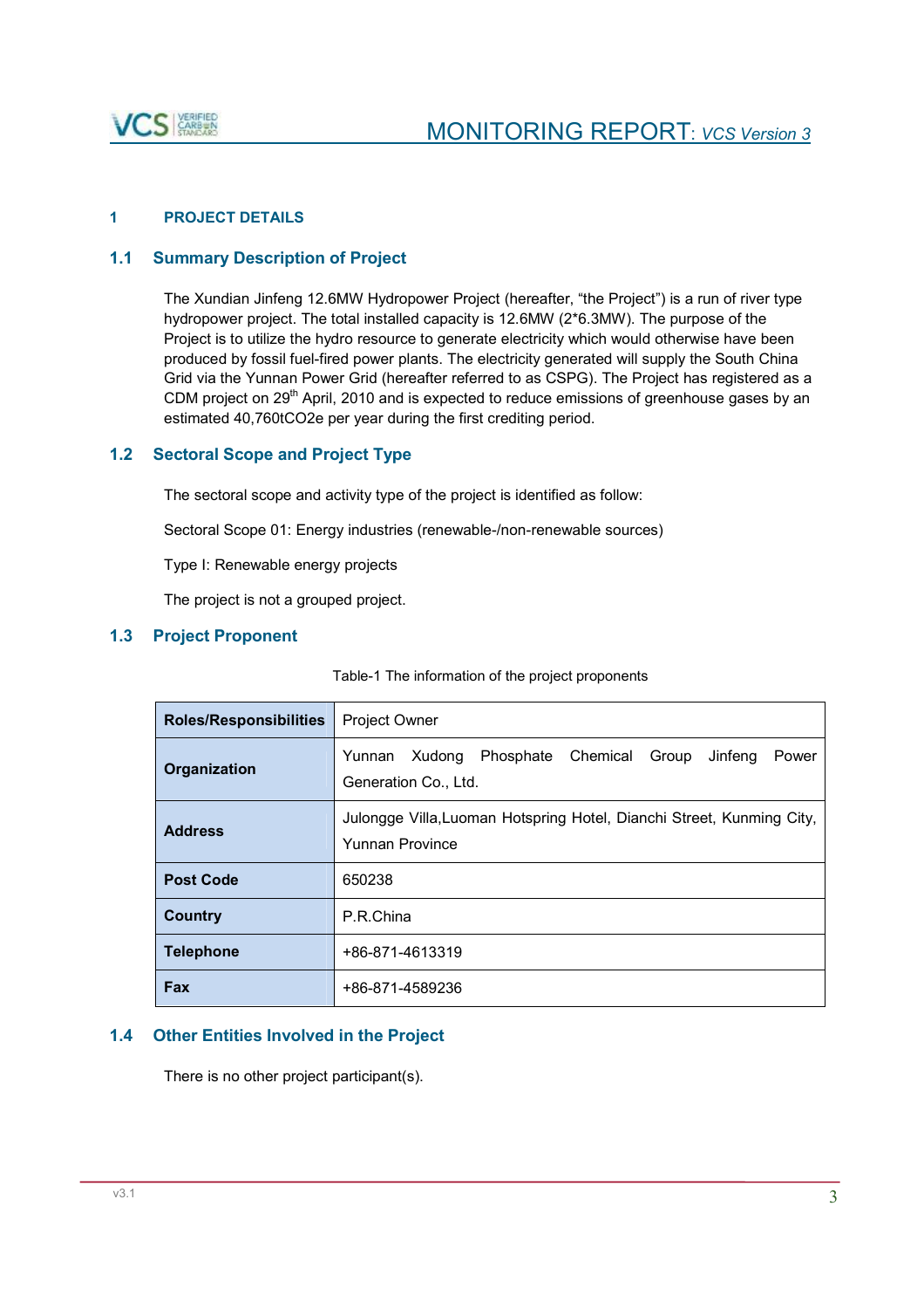# 1 PROJECT DETAILS

## 1.1 Summary Description of Project

The Xundian Jinfeng 12.6MW Hydropower Project (hereafter, "the Project") is a run of river type hydropower project. The total installed capacity is 12.6MW (2*6.3MW). The purpose of the Project is to utilize the hydro resource to generate electricity which would otherwise have been produced by fossil fuel-fired power plants. The electricity generated will supply the South China Grid via the Yunnan Power Grid (hereafter referred to as CSPG). The Project has registered as a CDM project on 29th April, 2010 and is expected to reduce emissions of greenhouse gases by an estimated 40,760tCO2e per year during the first crediting period.

## 1.2 Sectoral Scope and Project Type

The sectoral scope and activity type of the project is identified as follow:

Sectoral Scope 01: Energy industries (renewable-/non-renewable sources)

Type I: Renewable energy projects

The project is not a grouped project.

## 1.3 Project Proponent

Table-1 The information of the project proponents

| **Roles/Responsibilities** | Project Owner |
|---|---|
| **Organization** | Yunnan Xudong Phosphate Chemical Group Jinfeng Power Generation Co., Ltd. |
| **Address** | Julongge Villa,Luoman Hotspring Hotel, Dianchi Street, Kunming City, Yunnan Province |
| **Post Code** | 650238 |
| **Country** | P.R.China |
| **Telephone** | +86-871-4613319 |
| **Fax** | +86-871-4589236 |

## 1.4 Other Entities Involved in the Project

There is no other project participant(s).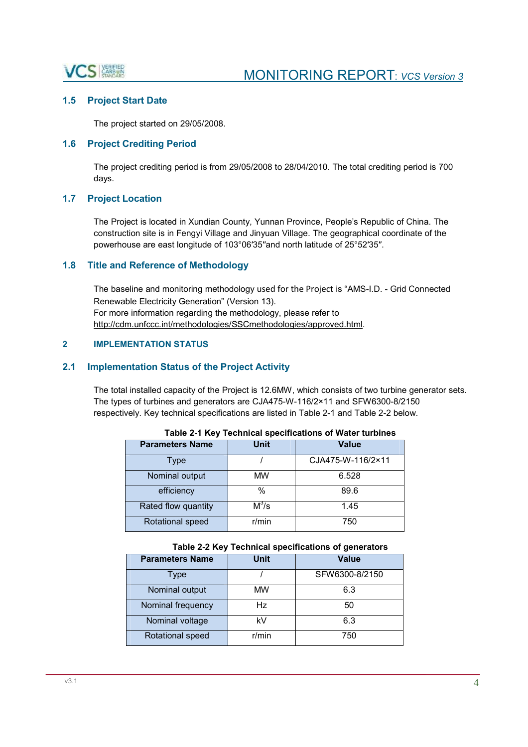## 1.5 Project Start Date

The project started on 29/05/2008.

## 1.6 Project Crediting Period

The project crediting period is from 29/05/2008 to 28/04/2010. The total crediting period is 700 days.

## 1.7 Project Location

The Project is located in Xundian County, Yunnan Province, People's Republic of China. The construction site is in Fengyi Village and Jinyuan Village. The geographical coordinate of the powerhouse are east longitude of 103°06′35″and north latitude of 25°52′35″.

## 1.8 Title and Reference of Methodology

The baseline and monitoring methodology used for the Project is "AMS-I.D. - Grid Connected Renewable Electricity Generation" (Version 13).
For more information regarding the methodology, please refer to http://cdm.unfccc.int/methodologies/SSCmethodologies/approved.html.

# 2 IMPLEMENTATION STATUS

## 2.1 Implementation Status of the Project Activity

The total installed capacity of the Project is 12.6MW, which consists of two turbine generator sets. The types of turbines and generators are CJA475-W-116/2×11 and SFW6300-8/2150 respectively. Key technical specifications are listed in Table 2-1 and Table 2-2 below.

**Table 2-1 Key Technical specifications of Water turbines**

| Parameters Name | Unit | Value |
|---|---|---|
| Type | / | CJA475-W-116/2×11 |
| Nominal output | MW | 6.528 |
| efficiency | % | 89.6 |
| Rated flow quantity | $M^3/s$ | 1.45 |
| Rotational speed | r/min | 750 |

**Table 2-2 Key Technical specifications of generators**

| Parameters Name | Unit | Value |
|---|---|---|
| Type | / | SFW6300-8/2150 |
| Nominal output | MW | 6.3 |
| Nominal frequency | Hz | 50 |
| Nominal voltage | kV | 6.3 |
| Rotational speed | r/min | 750 |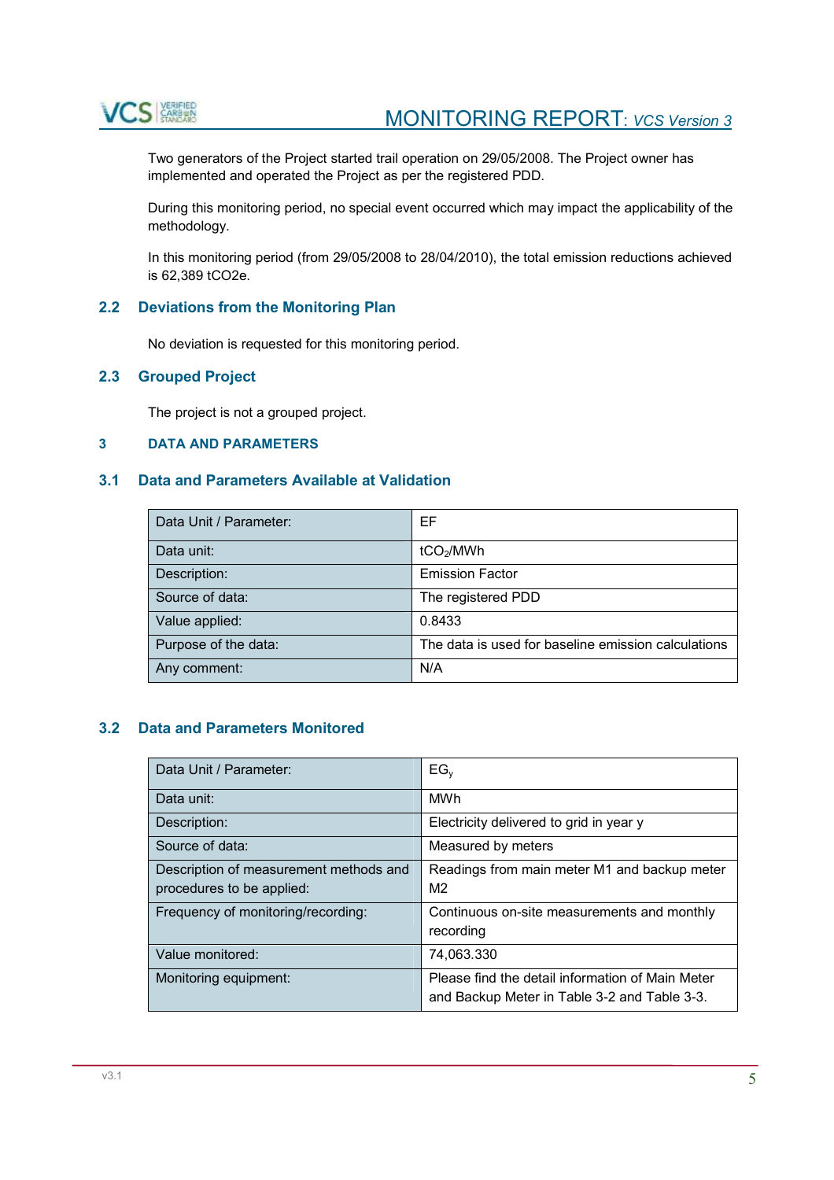Two generators of the Project started trail operation on 29/05/2008. The Project owner has implemented and operated the Project as per the registered PDD.

During this monitoring period, no special event occurred which may impact the applicability of the methodology.

In this monitoring period (from 29/05/2008 to 28/04/2010), the total emission reductions achieved is 62,389 tCO2e.

## 2.2 Deviations from the Monitoring Plan

No deviation is requested for this monitoring period.

## 2.3 Grouped Project

The project is not a grouped project.

# 3 DATA AND PARAMETERS

## 3.1 Data and Parameters Available at Validation

| Data Unit / Parameter: | EF |
|---|---|
| Data unit: | $tCO_2$/MWh |
| Description: | Emission Factor |
| Source of data: | The registered PDD |
| Value applied: | 0.8433 |
| Purpose of the data: | The data is used for baseline emission calculations |
| Any comment: | N/A |

## 3.2 Data and Parameters Monitored

| Data Unit / Parameter: | $EG_y$ |
|---|---|
| Data unit: | MWh |
| Description: | Electricity delivered to grid in year y |
| Source of data: | Measured by meters |
| Description of measurement methods and procedures to be applied: | Readings from main meter M1 and backup meter M2 |
| Frequency of monitoring/recording: | Continuous on-site measurements and monthly recording |
| Value monitored: | 74,063.330 |
| Monitoring equipment: | Please find the detail information of Main Meter and Backup Meter in Table 3-2 and Table 3-3. |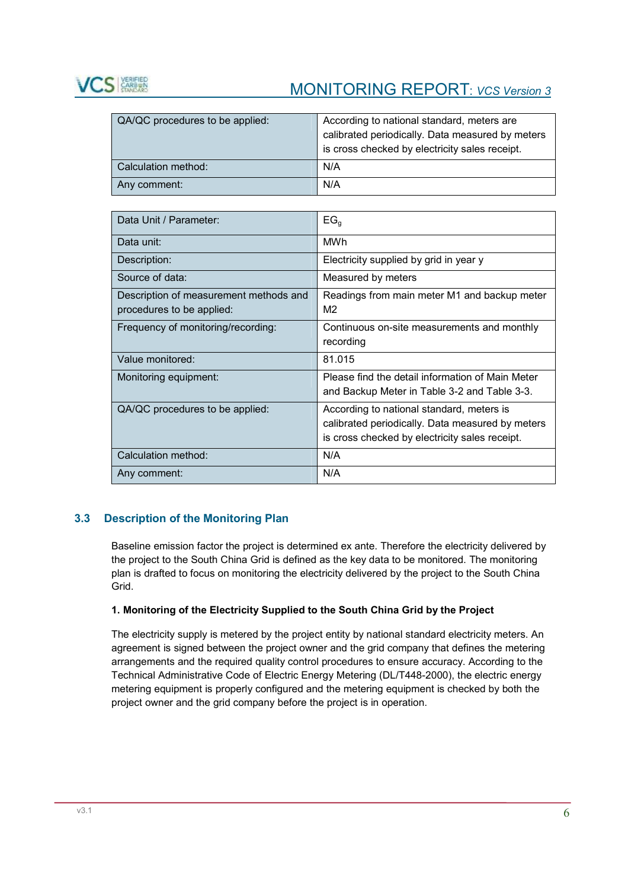| QA/QC procedures to be applied: | According to national standard, meters are calibrated periodically. Data measured by meters is cross checked by electricity sales receipt. |
|---|---|
| Calculation method: | N/A |
| Any comment: | N/A |

| Data Unit / Parameter: | $EG_g$ |
|---|---|
| Data unit: | MWh |
| Description: | Electricity supplied by grid in year y |
| Source of data: | Measured by meters |
| Description of measurement methods and procedures to be applied: | Readings from main meter M1 and backup meter M2 |
| Frequency of monitoring/recording: | Continuous on-site measurements and monthly recording |
| Value monitored: | 81.015 |
| Monitoring equipment: | Please find the detail information of Main Meter and Backup Meter in Table 3-2 and Table 3-3. |
| QA/QC procedures to be applied: | According to national standard, meters is calibrated periodically. Data measured by meters is cross checked by electricity sales receipt. |
| Calculation method: | N/A |
| Any comment: | N/A |

## 3.3 Description of the Monitoring Plan

Baseline emission factor the project is determined ex ante. Therefore the electricity delivered by the project to the South China Grid is defined as the key data to be monitored. The monitoring plan is drafted to focus on monitoring the electricity delivered by the project to the South China Grid.

**1. Monitoring of the Electricity Supplied to the South China Grid by the Project**

The electricity supply is metered by the project entity by national standard electricity meters. An agreement is signed between the project owner and the grid company that defines the metering arrangements and the required quality control procedures to ensure accuracy. According to the Technical Administrative Code of Electric Energy Metering (DL/T448-2000), the electric energy metering equipment is properly configured and the metering equipment is checked by both the project owner and the grid company before the project is in operation.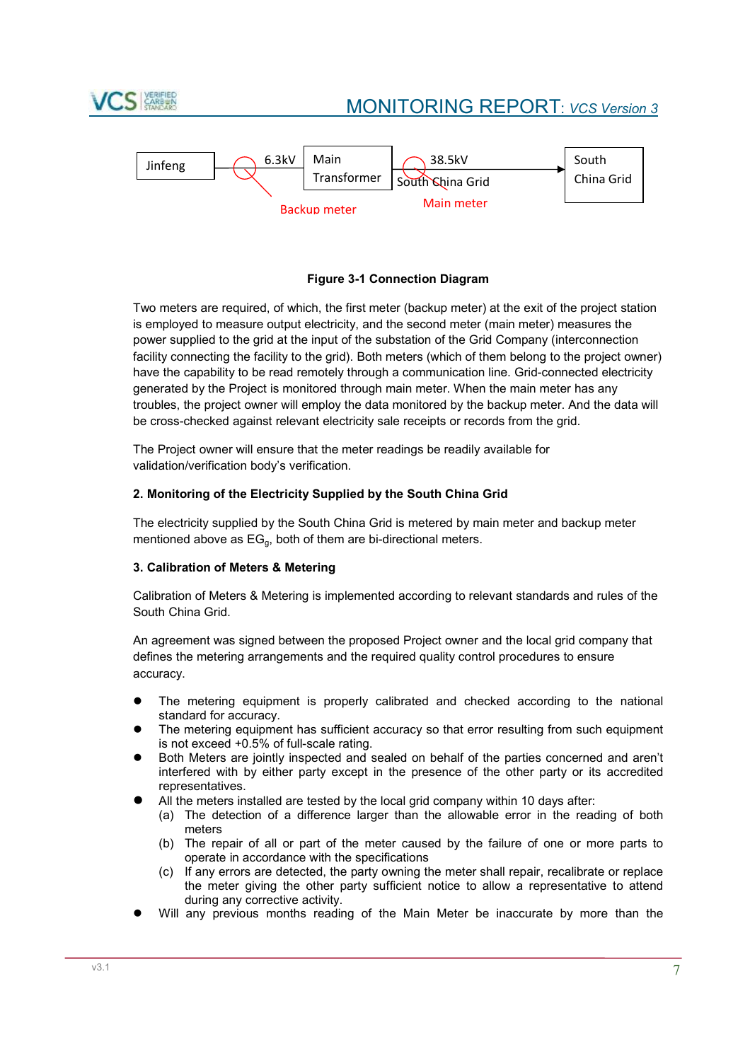Jinfeng — 6.3kV — Main Transformer — 38.5kV South China Grid → South China Grid

Backup meter    Main meter

**Figure 3-1 Connection Diagram**

Two meters are required, of which, the first meter (backup meter) at the exit of the project station is employed to measure output electricity, and the second meter (main meter) measures the power supplied to the grid at the input of the substation of the Grid Company (interconnection facility connecting the facility to the grid). Both meters (which of them belong to the project owner) have the capability to be read remotely through a communication line. Grid-connected electricity generated by the Project is monitored through main meter. When the main meter has any troubles, the project owner will employ the data monitored by the backup meter. And the data will be cross-checked against relevant electricity sale receipts or records from the grid.

The Project owner will ensure that the meter readings be readily available for validation/verification body's verification.

**2. Monitoring of the Electricity Supplied by the South China Grid**

The electricity supplied by the South China Grid is metered by main meter and backup meter mentioned above as $EG_g$, both of them are bi-directional meters.

**3. Calibration of Meters & Metering**

Calibration of Meters & Metering is implemented according to relevant standards and rules of the South China Grid.

An agreement was signed between the proposed Project owner and the local grid company that defines the metering arrangements and the required quality control procedures to ensure accuracy.

- The metering equipment is properly calibrated and checked according to the national standard for accuracy.
- The metering equipment has sufficient accuracy so that error resulting from such equipment is not exceed +0.5% of full-scale rating.
- Both Meters are jointly inspected and sealed on behalf of the parties concerned and aren't interfered with by either party except in the presence of the other party or its accredited representatives.
- All the meters installed are tested by the local grid company within 10 days after:
  - (a) The detection of a difference larger than the allowable error in the reading of both meters
  - (b) The repair of all or part of the meter caused by the failure of one or more parts to operate in accordance with the specifications
  - (c) If any errors are detected, the party owning the meter shall repair, recalibrate or replace the meter giving the other party sufficient notice to allow a representative to attend during any corrective activity.
- Will any previous months reading of the Main Meter be inaccurate by more than the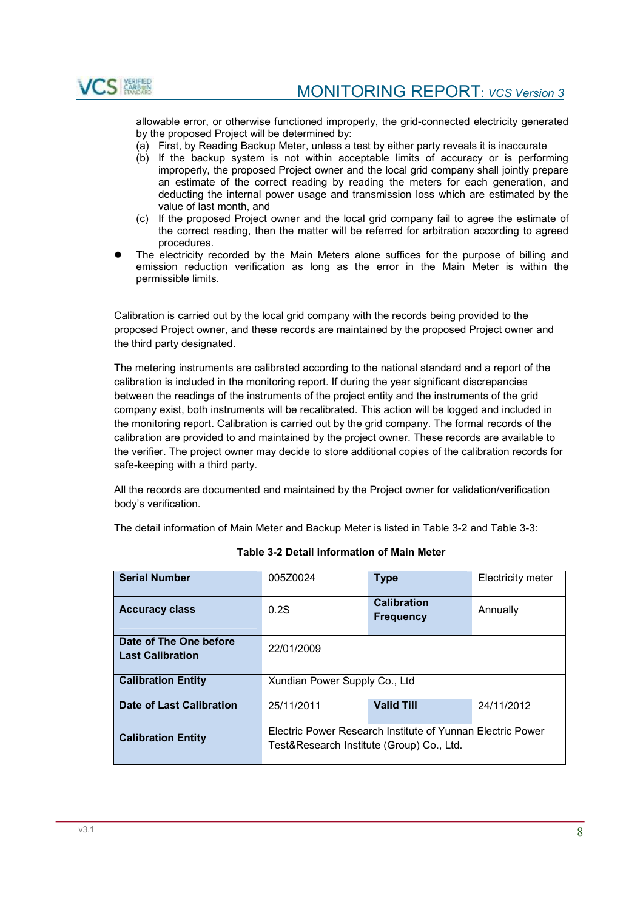allowable error, or otherwise functioned improperly, the grid-connected electricity generated by the proposed Project will be determined by:

(a) First, by Reading Backup Meter, unless a test by either party reveals it is inaccurate

(b) If the backup system is not within acceptable limits of accuracy or is performing improperly, the proposed Project owner and the local grid company shall jointly prepare an estimate of the correct reading by reading the meters for each generation, and deducting the internal power usage and transmission loss which are estimated by the value of last month, and

(c) If the proposed Project owner and the local grid company fail to agree the estimate of the correct reading, then the matter will be referred for arbitration according to agreed procedures.

- The electricity recorded by the Main Meters alone suffices for the purpose of billing and emission reduction verification as long as the error in the Main Meter is within the permissible limits.

Calibration is carried out by the local grid company with the records being provided to the proposed Project owner, and these records are maintained by the proposed Project owner and the third party designated.

The metering instruments are calibrated according to the national standard and a report of the calibration is included in the monitoring report. If during the year significant discrepancies between the readings of the instruments of the project entity and the instruments of the grid company exist, both instruments will be recalibrated. This action will be logged and included in the monitoring report. Calibration is carried out by the grid company. The formal records of the calibration are provided to and maintained by the project owner. These records are available to the verifier. The project owner may decide to store additional copies of the calibration records for safe-keeping with a third party.

All the records are documented and maintained by the Project owner for validation/verification body's verification.

The detail information of Main Meter and Backup Meter is listed in Table 3-2 and Table 3-3:

**Table 3-2 Detail information of Main Meter**

| **Serial Number** | 005Z0024 | **Type** | Electricity meter |
|---|---|---|---|
| **Accuracy class** | 0.2S | **Calibration Frequency** | Annually |
| **Date of The One before Last Calibration** | 22/01/2009 | | |
| **Calibration Entity** | Xundian Power Supply Co., Ltd | | |
| **Date of Last Calibration** | 25/11/2011 | **Valid Till** | 24/11/2012 |
| **Calibration Entity** | Electric Power Research Institute of Yunnan Electric Power Test&Research Institute (Group) Co., Ltd. | | |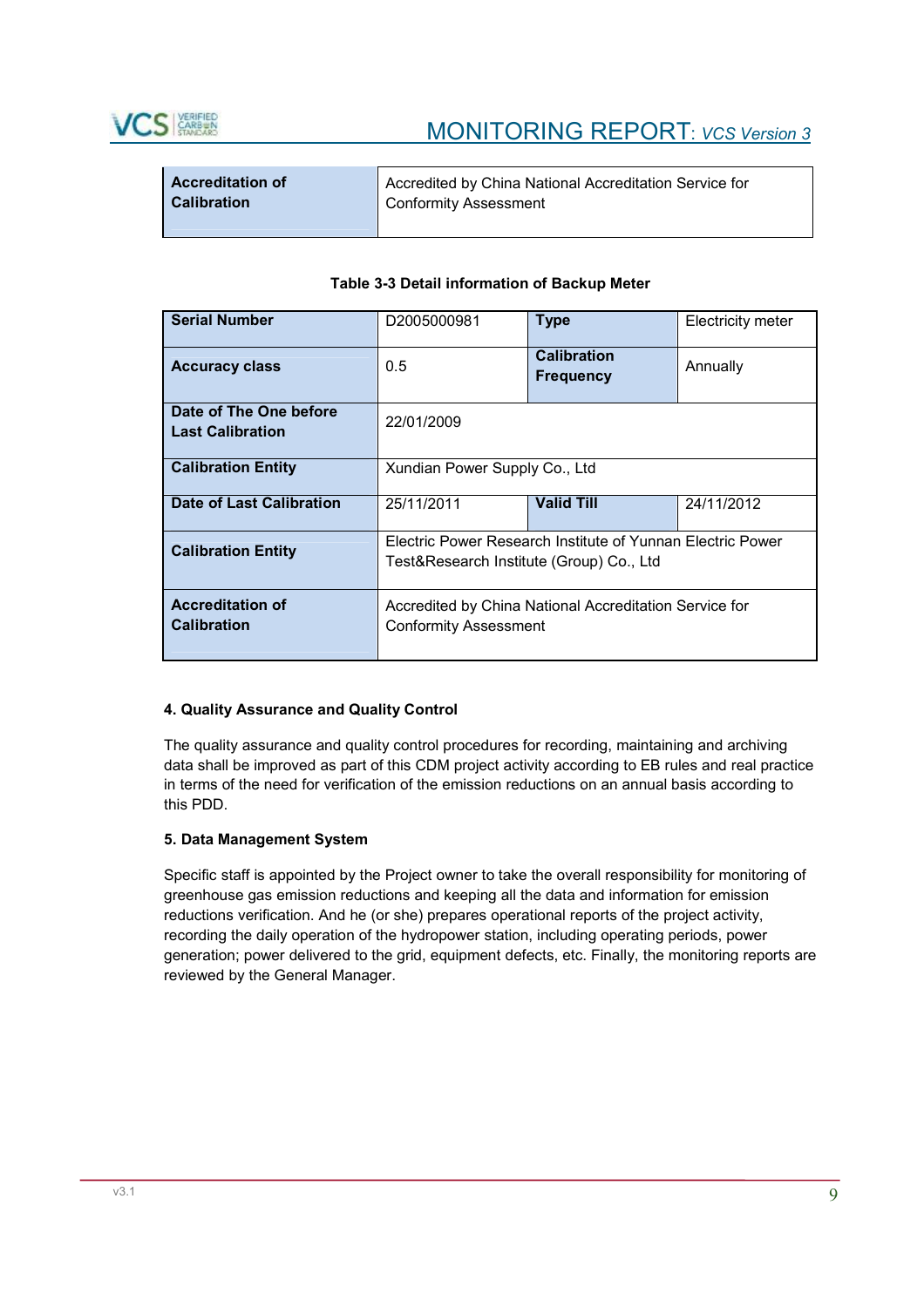| Accreditation of Calibration | Accredited by China National Accreditation Service for Conformity Assessment |
|---|---|

**Table 3-3 Detail information of Backup Meter**

| Serial Number | D2005000981 | Type | Electricity meter |
|---|---|---|---|
| Accuracy class | 0.5 | Calibration Frequency | Annually |
| Date of The One before Last Calibration | 22/01/2009 | | |
| Calibration Entity | Xundian Power Supply Co., Ltd | | |
| Date of Last Calibration | 25/11/2011 | Valid Till | 24/11/2012 |
| Calibration Entity | Electric Power Research Institute of Yunnan Electric Power Test&Research Institute (Group) Co., Ltd | | |
| Accreditation of Calibration | Accredited by China National Accreditation Service for Conformity Assessment | | |

**4. Quality Assurance and Quality Control**

The quality assurance and quality control procedures for recording, maintaining and archiving data shall be improved as part of this CDM project activity according to EB rules and real practice in terms of the need for verification of the emission reductions on an annual basis according to this PDD.

**5. Data Management System**

Specific staff is appointed by the Project owner to take the overall responsibility for monitoring of greenhouse gas emission reductions and keeping all the data and information for emission reductions verification. And he (or she) prepares operational reports of the project activity, recording the daily operation of the hydropower station, including operating periods, power generation; power delivered to the grid, equipment defects, etc. Finally, the monitoring reports are reviewed by the General Manager.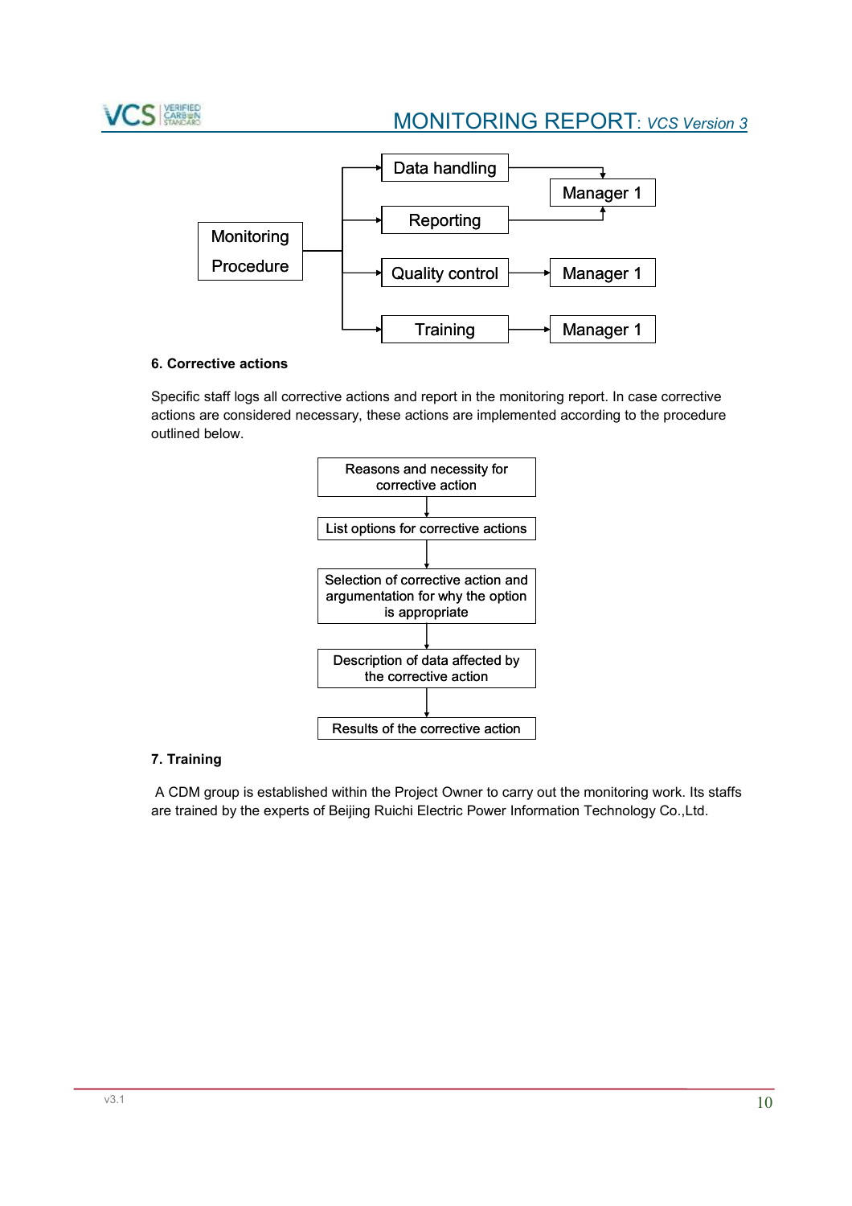Monitoring Procedure

- Data handling → Manager 1
- Reporting → Manager 1
- Quality control → Manager 1
- Training → Manager 1

**6. Corrective actions**

Specific staff logs all corrective actions and report in the monitoring report. In case corrective actions are considered necessary, these actions are implemented according to the procedure outlined below.

Reasons and necessity for corrective action
↓
List options for corrective actions
↓
Selection of corrective action and argumentation for why the option is appropriate
↓
Description of data affected by the corrective action
↓
Results of the corrective action

**7. Training**

A CDM group is established within the Project Owner to carry out the monitoring work. Its staffs are trained by the experts of Beijing Ruichi Electric Power Information Technology Co.,Ltd.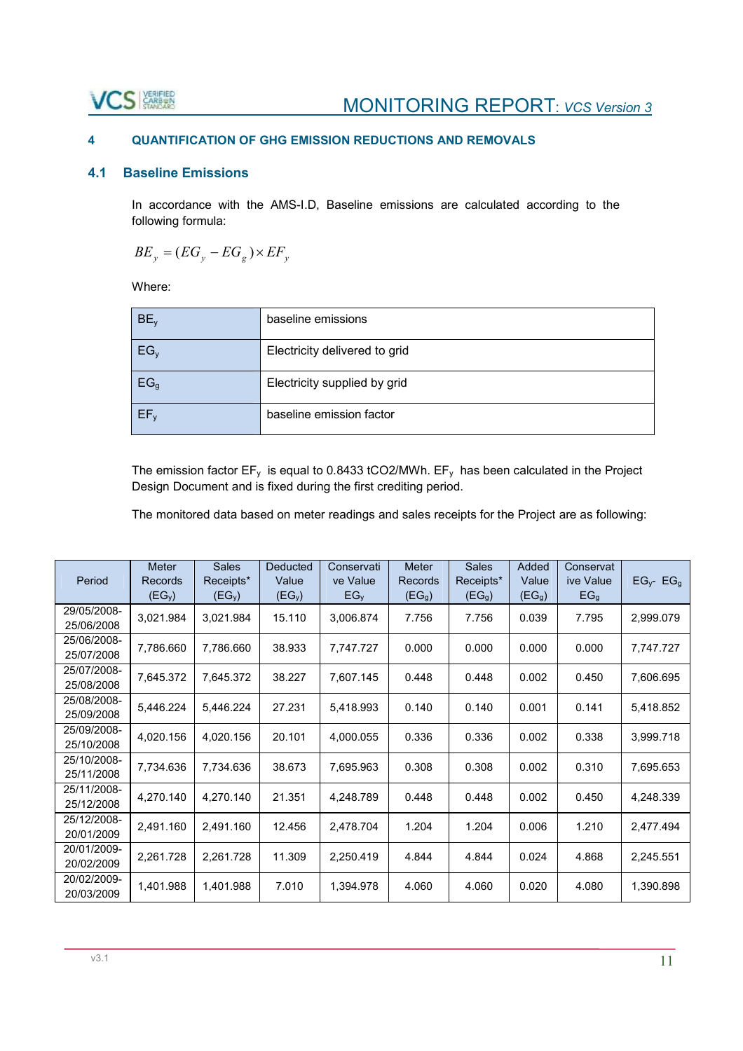## 4 QUANTIFICATION OF GHG EMISSION REDUCTIONS AND REMOVALS

### 4.1 Baseline Emissions

In accordance with the AMS-I.D, Baseline emissions are calculated according to the following formula:

$$BE_y = (EG_y - EG_g) \times EF_y$$

Where:

| | |
|---|---|
| $BE_y$ | baseline emissions |
| $EG_y$ | Electricity delivered to grid |
| $EG_g$ | Electricity supplied by grid |
| $EF_y$ | baseline emission factor |

The emission factor $EF_y$ is equal to 0.8433 tCO2/MWh. $EF_y$ has been calculated in the Project Design Document and is fixed during the first crediting period.

The monitored data based on meter readings and sales receipts for the Project are as following:

| Period | Meter Records ($EG_y$) | Sales Receipts* ($EG_y$) | Deducted Value ($EG_y$) | Conservative Value $EG_y$ | Meter Records ($EG_g$) | Sales Receipts* ($EG_g$) | Added Value ($EG_g$) | Conservative Value $EG_g$ | $EG_y$- $EG_g$ |
|---|---|---|---|---|---|---|---|---|---|
| 29/05/2008-25/06/2008 | 3,021.984 | 3,021.984 | 15.110 | 3,006.874 | 7.756 | 7.756 | 0.039 | 7.795 | 2,999.079 |
| 25/06/2008-25/07/2008 | 7,786.660 | 7,786.660 | 38.933 | 7,747.727 | 0.000 | 0.000 | 0.000 | 0.000 | 7,747.727 |
| 25/07/2008-25/08/2008 | 7,645.372 | 7,645.372 | 38.227 | 7,607.145 | 0.448 | 0.448 | 0.002 | 0.450 | 7,606.695 |
| 25/08/2008-25/09/2008 | 5,446.224 | 5,446.224 | 27.231 | 5,418.993 | 0.140 | 0.140 | 0.001 | 0.141 | 5,418.852 |
| 25/09/2008-25/10/2008 | 4,020.156 | 4,020.156 | 20.101 | 4,000.055 | 0.336 | 0.336 | 0.002 | 0.338 | 3,999.718 |
| 25/10/2008-25/11/2008 | 7,734.636 | 7,734.636 | 38.673 | 7,695.963 | 0.308 | 0.308 | 0.002 | 0.310 | 7,695.653 |
| 25/11/2008-25/12/2008 | 4,270.140 | 4,270.140 | 21.351 | 4,248.789 | 0.448 | 0.448 | 0.002 | 0.450 | 4,248.339 |
| 25/12/2008-20/01/2009 | 2,491.160 | 2,491.160 | 12.456 | 2,478.704 | 1.204 | 1.204 | 0.006 | 1.210 | 2,477.494 |
| 20/01/2009-20/02/2009 | 2,261.728 | 2,261.728 | 11.309 | 2,250.419 | 4.844 | 4.844 | 0.024 | 4.868 | 2,245.551 |
| 20/02/2009-20/03/2009 | 1,401.988 | 1,401.988 | 7.010 | 1,394.978 | 4.060 | 4.060 | 0.020 | 4.080 | 1,390.898 |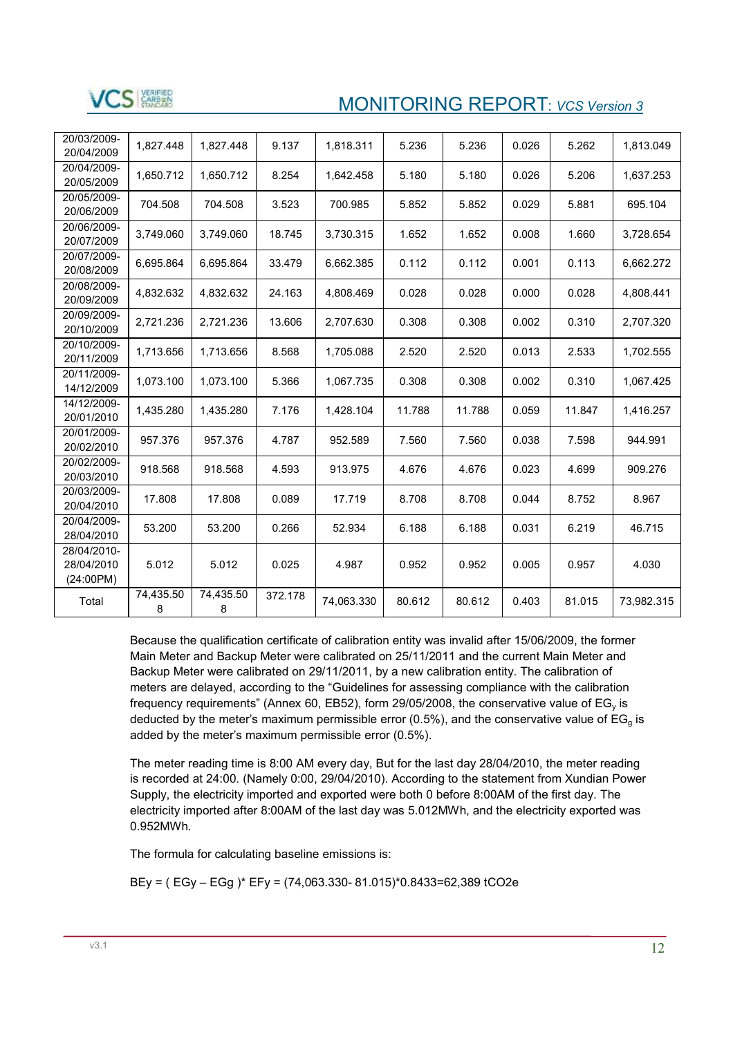| | | | | | | | | | |
|---|---|---|---|---|---|---|---|---|---|
| 20/03/2009-20/04/2009 | 1,827.448 | 1,827.448 | 9.137 | 1,818.311 | 5.236 | 5.236 | 0.026 | 5.262 | 1,813.049 |
| 20/04/2009-20/05/2009 | 1,650.712 | 1,650.712 | 8.254 | 1,642.458 | 5.180 | 5.180 | 0.026 | 5.206 | 1,637.253 |
| 20/05/2009-20/06/2009 | 704.508 | 704.508 | 3.523 | 700.985 | 5.852 | 5.852 | 0.029 | 5.881 | 695.104 |
| 20/06/2009-20/07/2009 | 3,749.060 | 3,749.060 | 18.745 | 3,730.315 | 1.652 | 1.652 | 0.008 | 1.660 | 3,728.654 |
| 20/07/2009-20/08/2009 | 6,695.864 | 6,695.864 | 33.479 | 6,662.385 | 0.112 | 0.112 | 0.001 | 0.113 | 6,662.272 |
| 20/08/2009-20/09/2009 | 4,832.632 | 4,832.632 | 24.163 | 4,808.469 | 0.028 | 0.028 | 0.000 | 0.028 | 4,808.441 |
| 20/09/2009-20/10/2009 | 2,721.236 | 2,721.236 | 13.606 | 2,707.630 | 0.308 | 0.308 | 0.002 | 0.310 | 2,707.320 |
| 20/10/2009-20/11/2009 | 1,713.656 | 1,713.656 | 8.568 | 1,705.088 | 2.520 | 2.520 | 0.013 | 2.533 | 1,702.555 |
| 20/11/2009-14/12/2009 | 1,073.100 | 1,073.100 | 5.366 | 1,067.735 | 0.308 | 0.308 | 0.002 | 0.310 | 1,067.425 |
| 14/12/2009-20/01/2010 | 1,435.280 | 1,435.280 | 7.176 | 1,428.104 | 11.788 | 11.788 | 0.059 | 11.847 | 1,416.257 |
| 20/01/2009-20/02/2010 | 957.376 | 957.376 | 4.787 | 952.589 | 7.560 | 7.560 | 0.038 | 7.598 | 944.991 |
| 20/02/2009-20/03/2010 | 918.568 | 918.568 | 4.593 | 913.975 | 4.676 | 4.676 | 0.023 | 4.699 | 909.276 |
| 20/03/2009-20/04/2010 | 17.808 | 17.808 | 0.089 | 17.719 | 8.708 | 8.708 | 0.044 | 8.752 | 8.967 |
| 20/04/2009-28/04/2010 | 53.200 | 53.200 | 0.266 | 52.934 | 6.188 | 6.188 | 0.031 | 6.219 | 46.715 |
| 28/04/2010-28/04/2010 (24:00PM) | 5.012 | 5.012 | 0.025 | 4.987 | 0.952 | 0.952 | 0.005 | 0.957 | 4.030 |
| Total | 74,435.508 | 74,435.508 | 372.178 | 74,063.330 | 80.612 | 80.612 | 0.403 | 81.015 | 73,982.315 |

Because the qualification certificate of calibration entity was invalid after 15/06/2009, the former Main Meter and Backup Meter were calibrated on 25/11/2011 and the current Main Meter and Backup Meter were calibrated on 29/11/2011, by a new calibration entity. The calibration of meters are delayed, according to the “Guidelines for assessing compliance with the calibration frequency requirements” (Annex 60, EB52), form 29/05/2008, the conservative value of $EG_y$ is deducted by the meter’s maximum permissible error (0.5%), and the conservative value of $EG_g$ is added by the meter’s maximum permissible error (0.5%).

The meter reading time is 8:00 AM every day, But for the last day 28/04/2010, the meter reading is recorded at 24:00. (Namely 0:00, 29/04/2010). According to the statement from Xundian Power Supply, the electricity imported and exported were both 0 before 8:00AM of the first day. The electricity imported after 8:00AM of the last day was 5.012MWh, and the electricity exported was 0.952MWh.

The formula for calculating baseline emissions is:

$BE_y = ( EG_y – EG_g )* EF_y$ = (74,063.330- 81.015)*0.8433=62,389 tCO2e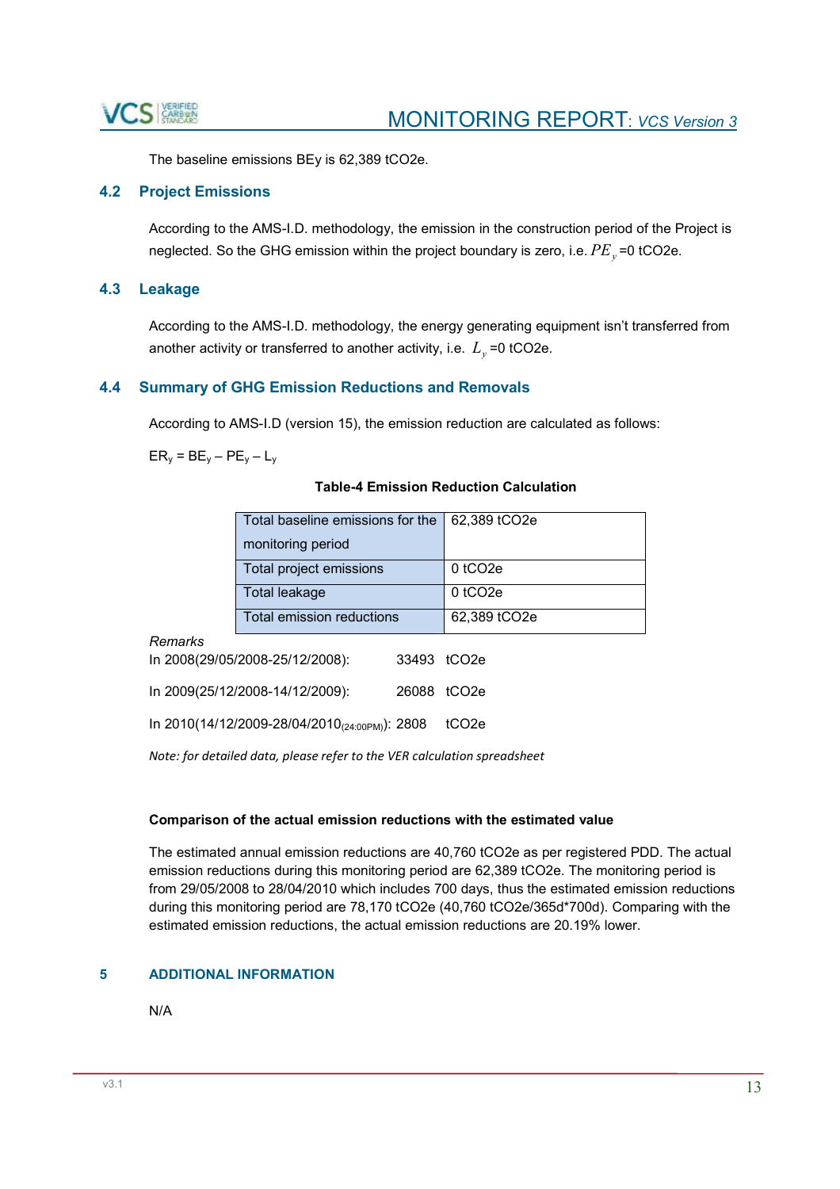The baseline emissions BEy is 62,389 tCO2e.

## 4.2 Project Emissions

According to the AMS-I.D. methodology, the emission in the construction period of the Project is neglected. So the GHG emission within the project boundary is zero, i.e. $PE_y$ =0 tCO2e.

## 4.3 Leakage

According to the AMS-I.D. methodology, the energy generating equipment isn't transferred from another activity or transferred to another activity, i.e. $L_y$ =0 tCO2e.

## 4.4 Summary of GHG Emission Reductions and Removals

According to AMS-I.D (version 15), the emission reduction are calculated as follows:

$ER_y = BE_y – PE_y – L_y$

**Table-4 Emission Reduction Calculation**

| | |
|---|---|
| Total baseline emissions for the monitoring period | 62,389 tCO2e |
| Total project emissions | 0 tCO2e |
| Total leakage | 0 tCO2e |
| Total emission reductions | 62,389 tCO2e |

*Remarks*

In 2008(29/05/2008-25/12/2008): 33493 tCO2e

In 2009(25/12/2008-14/12/2009): 26088 tCO2e

In 2010(14/12/2009-28/04/2010$_{(24:00PM)}$): 2808 tCO2e

*Note: for detailed data, please refer to the VER calculation spreadsheet*

**Comparison of the actual emission reductions with the estimated value**

The estimated annual emission reductions are 40,760 tCO2e as per registered PDD. The actual emission reductions during this monitoring period are 62,389 tCO2e. The monitoring period is from 29/05/2008 to 28/04/2010 which includes 700 days, thus the estimated emission reductions during this monitoring period are 78,170 tCO2e (40,760 tCO2e/365d*700d). Comparing with the estimated emission reductions, the actual emission reductions are 20.19% lower.

# 5 ADDITIONAL INFORMATION

N/A